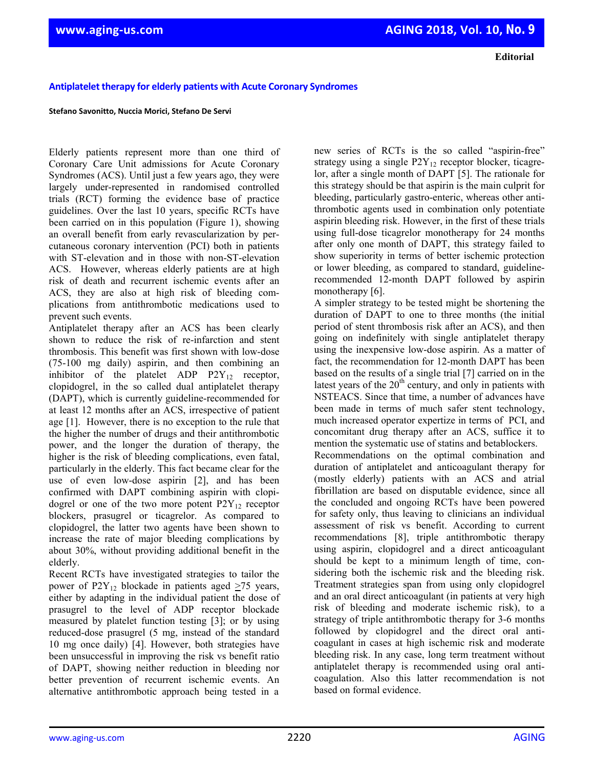**Editorial**

# Antiplatelet therapy for elderly patients with Acute Coronary Syndromes

**Stefano Savonitto, Nuccia Morici, Stefano De Servi**

Elderly patients represent more than one third of Coronary Care Unit admissions for Acute Coronary Syndromes (ACS). Until just a few years ago, they were largely under-represented in randomised controlled trials (RCT) forming the evidence base of practice guidelines. Over the last 10 years, specific RCTs have been carried on in this population (Figure 1), showing an overall benefit from early revascularization by percutaneous coronary intervention (PCI) both in patients with ST-elevation and in those with non-ST-elevation ACS. However, whereas elderly patients are at high risk of death and recurrent ischemic events after an ACS, they are also at high risk of bleeding complications from antithrombotic medications used to prevent such events.

Antiplatelet therapy after an ACS has been clearly shown to reduce the risk of re-infarction and stent thrombosis. This benefit was first shown with low-dose (75-100 mg daily) aspirin, and then combining an inhibitor of the platelet ADP $P2Y_{12}$ receptor, clopidogrel, in the so called dual antiplatelet therapy (DAPT), which is currently guideline-recommended for at least 12 months after an ACS, irrespective of patient age [1]. However, there is no exception to the rule that the higher the number of drugs and their antithrombotic power, and the longer the duration of therapy, the higher is the risk of bleeding complications, even fatal, particularly in the elderly. This fact became clear for the use of even low-dose aspirin [2], and has been confirmed with DAPT combining aspirin with clopidogrel or one of the two more potent $P2Y_{12}$ receptor blockers, prasugrel or ticagrelor. As compared to clopidogrel, the latter two agents have been shown to increase the rate of major bleeding complications by about 30%, without providing additional benefit in the elderly.

Recent RCTs have investigated strategies to tailor the power of $P2Y_{12}$ blockade in patients aged $\geq$75 years, either by adapting in the individual patient the dose of prasugrel to the level of ADP receptor blockade measured by platelet function testing [3]; or by using reduced-dose prasugrel (5 mg, instead of the standard 10 mg once daily) [4]. However, both strategies have been unsuccessful in improving the risk vs benefit ratio of DAPT, showing neither reduction in bleeding nor better prevention of recurrent ischemic events. An alternative antithrombotic approach being tested in a new series of RCTs is the so called "aspirin-free" strategy using a single $P2Y_{12}$ receptor blocker, ticagrelor, after a single month of DAPT [5]. The rationale for this strategy should be that aspirin is the main culprit for bleeding, particularly gastro-enteric, whereas other antithrombotic agents used in combination only potentiate aspirin bleeding risk. However, in the first of these trials using full-dose ticagrelor monotherapy for 24 months after only one month of DAPT, this strategy failed to show superiority in terms of better ischemic protection or lower bleeding, as compared to standard, guideline-recommended 12-month DAPT followed by aspirin monotherapy [6].

A simpler strategy to be tested might be shortening the duration of DAPT to one to three months (the initial period of stent thrombosis risk after an ACS), and then going on indefinitely with single antiplatelet therapy using the inexpensive low-dose aspirin. As a matter of fact, the recommendation for 12-month DAPT has been based on the results of a single trial [7] carried on in the latest years of the 20th century, and only in patients with NSTEACS. Since that time, a number of advances have been made in terms of much safer stent technology, much increased operator expertize in terms of PCI, and concomitant drug therapy after an ACS, suffice it to mention the systematic use of statins and betablockers.

Recommendations on the optimal combination and duration of antiplatelet and anticoagulant therapy for (mostly elderly) patients with an ACS and atrial fibrillation are based on disputable evidence, since all the concluded and ongoing RCTs have been powered for safety only, thus leaving to clinicians an individual assessment of risk vs benefit. According to current recommendations [8], triple antithrombotic therapy using aspirin, clopidogrel and a direct anticoagulant should be kept to a minimum length of time, considering both the ischemic risk and the bleeding risk. Treatment strategies span from using only clopidogrel and an oral direct anticoagulant (in patients at very high risk of bleeding and moderate ischemic risk), to a strategy of triple antithrombotic therapy for 3-6 months followed by clopidogrel and the direct oral anticoagulant in cases at high ischemic risk and moderate bleeding risk. In any case, long term treatment without antiplatelet therapy is recommended using oral anticoagulation. Also this latter recommendation is not based on formal evidence.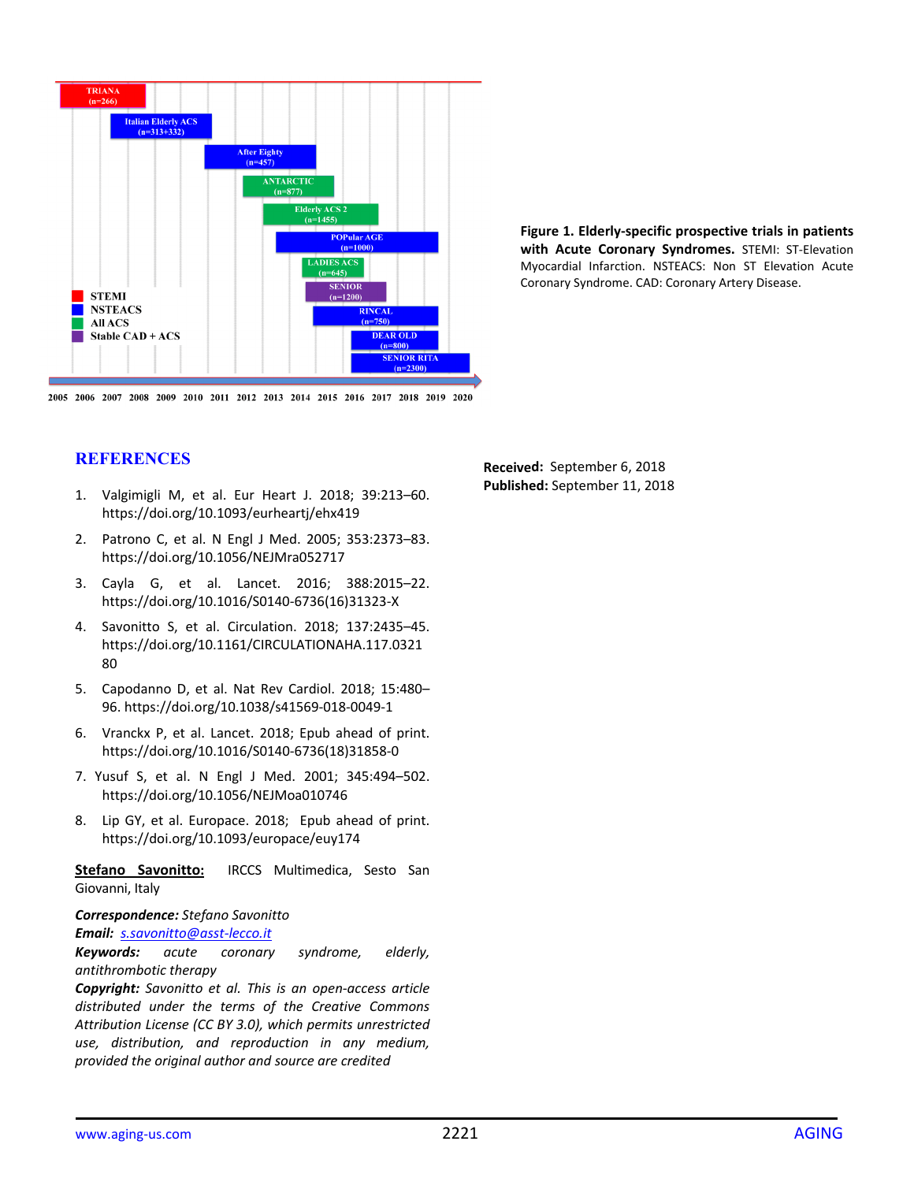TRIANA (n=266)
Italian Elderly ACS (n=313+332)
After Eighty (n=457)
ANTARCTIC (n=877)
Elderly ACS 2 (n=1455)
POPular AGE (n=1000)
LADIES ACS (n=645)
SENIOR (n=1200)
RINCAL (n=750)
DEAR OLD (n=800)
SENIOR RITA (n=2300)

STEMI
NSTEACS
All ACS
Stable CAD + ACS

2005 2006 2007 2008 2009 2010 2011 2012 2013 2014 2015 2016 2017 2018 2019 2020

**Figure 1. Elderly-specific prospective trials in patients with Acute Coronary Syndromes.** STEMI: ST-Elevation Myocardial Infarction. NSTEACS: Non ST Elevation Acute Coronary Syndrome. CAD: Coronary Artery Disease.

## REFERENCES

1. Valgimigli M, et al. Eur Heart J. 2018; 39:213–60. https://doi.org/10.1093/eurheartj/ehx419
2. Patrono C, et al. N Engl J Med. 2005; 353:2373–83. https://doi.org/10.1056/NEJMra052717
3. Cayla G, et al. Lancet. 2016; 388:2015–22. https://doi.org/10.1016/S0140-6736(16)31323-X
4. Savonitto S, et al. Circulation. 2018; 137:2435–45. https://doi.org/10.1161/CIRCULATIONAHA.117.032180
5. Capodanno D, et al. Nat Rev Cardiol. 2018; 15:480–96. https://doi.org/10.1038/s41569-018-0049-1
6. Vranckx P, et al. Lancet. 2018; Epub ahead of print. https://doi.org/10.1016/S0140-6736(18)31858-0
7. Yusuf S, et al. N Engl J Med. 2001; 345:494–502. https://doi.org/10.1056/NEJMoa010746
8. Lip GY, et al. Europace. 2018; Epub ahead of print. https://doi.org/10.1093/europace/euy174

**Stefano Savonitto:** IRCCS Multimedica, Sesto San Giovanni, Italy

***Correspondence:*** *Stefano Savonitto*
***Email:*** *s.savonitto@asst-lecco.it*
***Keywords:*** *acute coronary syndrome, elderly, antithrombotic therapy*
***Copyright:*** *Savonitto et al. This is an open-access article distributed under the terms of the Creative Commons Attribution License (CC BY 3.0), which permits unrestricted use, distribution, and reproduction in any medium, provided the original author and source are credited*

**Received:** September 6, 2018
**Published:** September 11, 2018